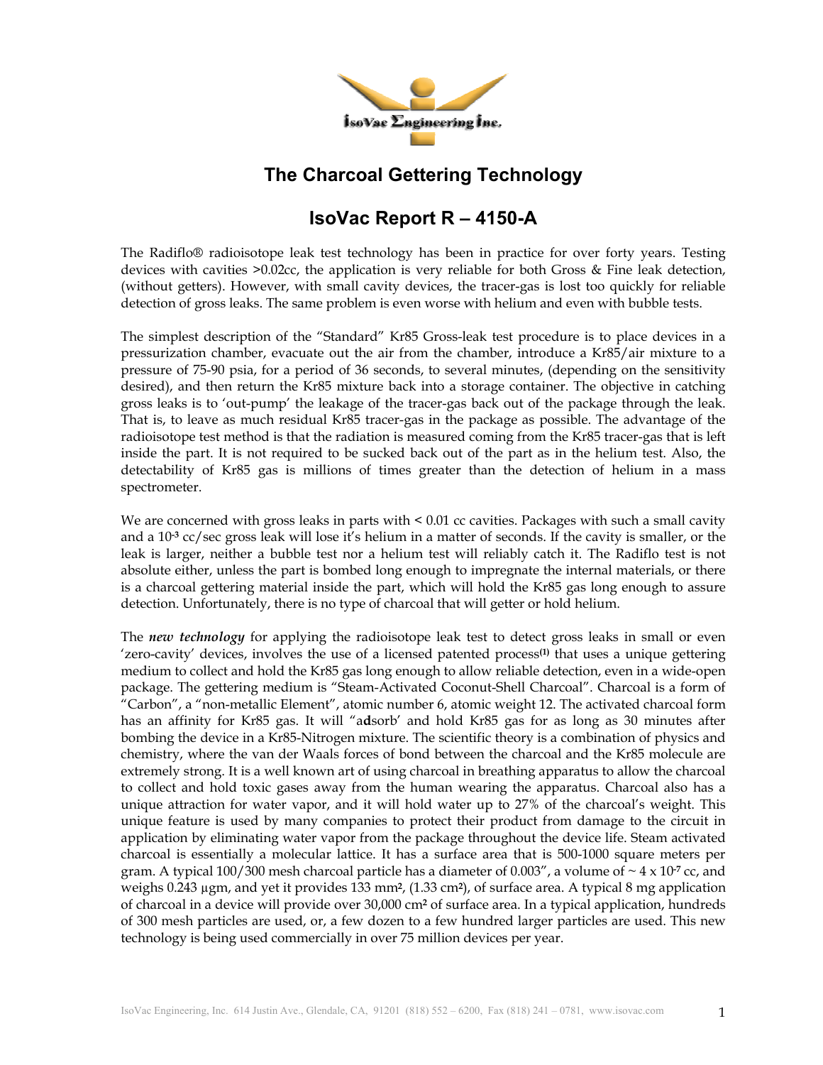# The Charcoal Gettering Technology

## IsoVac Report R – 4150-A

The Radiflo® radioisotope leak test technology has been in practice for over forty years. Testing devices with cavities >0.02cc, the application is very reliable for both Gross & Fine leak detection, (without getters). However, with small cavity devices, the tracer-gas is lost too quickly for reliable detection of gross leaks. The same problem is even worse with helium and even with bubble tests.

The simplest description of the "Standard" Kr85 Gross-leak test procedure is to place devices in a pressurization chamber, evacuate out the air from the chamber, introduce a Kr85/air mixture to a pressure of 75-90 psia, for a period of 36 seconds, to several minutes, (depending on the sensitivity desired), and then return the Kr85 mixture back into a storage container. The objective in catching gross leaks is to 'out-pump' the leakage of the tracer-gas back out of the package through the leak. That is, to leave as much residual Kr85 tracer-gas in the package as possible. The advantage of the radioisotope test method is that the radiation is measured coming from the Kr85 tracer-gas that is left inside the part. It is not required to be sucked back out of the part as in the helium test. Also, the detectability of Kr85 gas is millions of times greater than the detection of helium in a mass spectrometer.

We are concerned with gross leaks in parts with < 0.01 cc cavities. Packages with such a small cavity and a $10^{-3}$ cc/sec gross leak will lose it's helium in a matter of seconds. If the cavity is smaller, or the leak is larger, neither a bubble test nor a helium test will reliably catch it. The Radiflo test is not absolute either, unless the part is bombed long enough to impregnate the internal materials, or there is a charcoal gettering material inside the part, which will hold the Kr85 gas long enough to assure detection. Unfortunately, there is no type of charcoal that will getter or hold helium.

The ***new technology*** for applying the radioisotope leak test to detect gross leaks in small or even 'zero-cavity' devices, involves the use of a licensed patented process[(1)] that uses a unique gettering medium to collect and hold the Kr85 gas long enough to allow reliable detection, even in a wide-open package. The gettering medium is "Steam-Activated Coconut-Shell Charcoal". Charcoal is a form of "Carbon", a "non-metallic Element", atomic number 6, atomic weight 12. The activated charcoal form has an affinity for Kr85 gas. It will "a**d**sorb' and hold Kr85 gas for as long as 30 minutes after bombing the device in a Kr85-Nitrogen mixture. The scientific theory is a combination of physics and chemistry, where the van der Waals forces of bond between the charcoal and the Kr85 molecule are extremely strong. It is a well known art of using charcoal in breathing apparatus to allow the charcoal to collect and hold toxic gases away from the human wearing the apparatus. Charcoal also has a unique attraction for water vapor, and it will hold water up to 27% of the charcoal's weight. This unique feature is used by many companies to protect their product from damage to the circuit in application by eliminating water vapor from the package throughout the device life. Steam activated charcoal is essentially a molecular lattice. It has a surface area that is 500-1000 square meters per gram. A typical 100/300 mesh charcoal particle has a diameter of 0.003", a volume of ~ $4 \times 10^{-7}$ cc, and weighs 0.243 µgm, and yet it provides 133 mm², (1.33 cm²), of surface area. A typical 8 mg application of charcoal in a device will provide over 30,000 cm² of surface area. In a typical application, hundreds of 300 mesh particles are used, or, a few dozen to a few hundred larger particles are used. This new technology is being used commercially in over 75 million devices per year.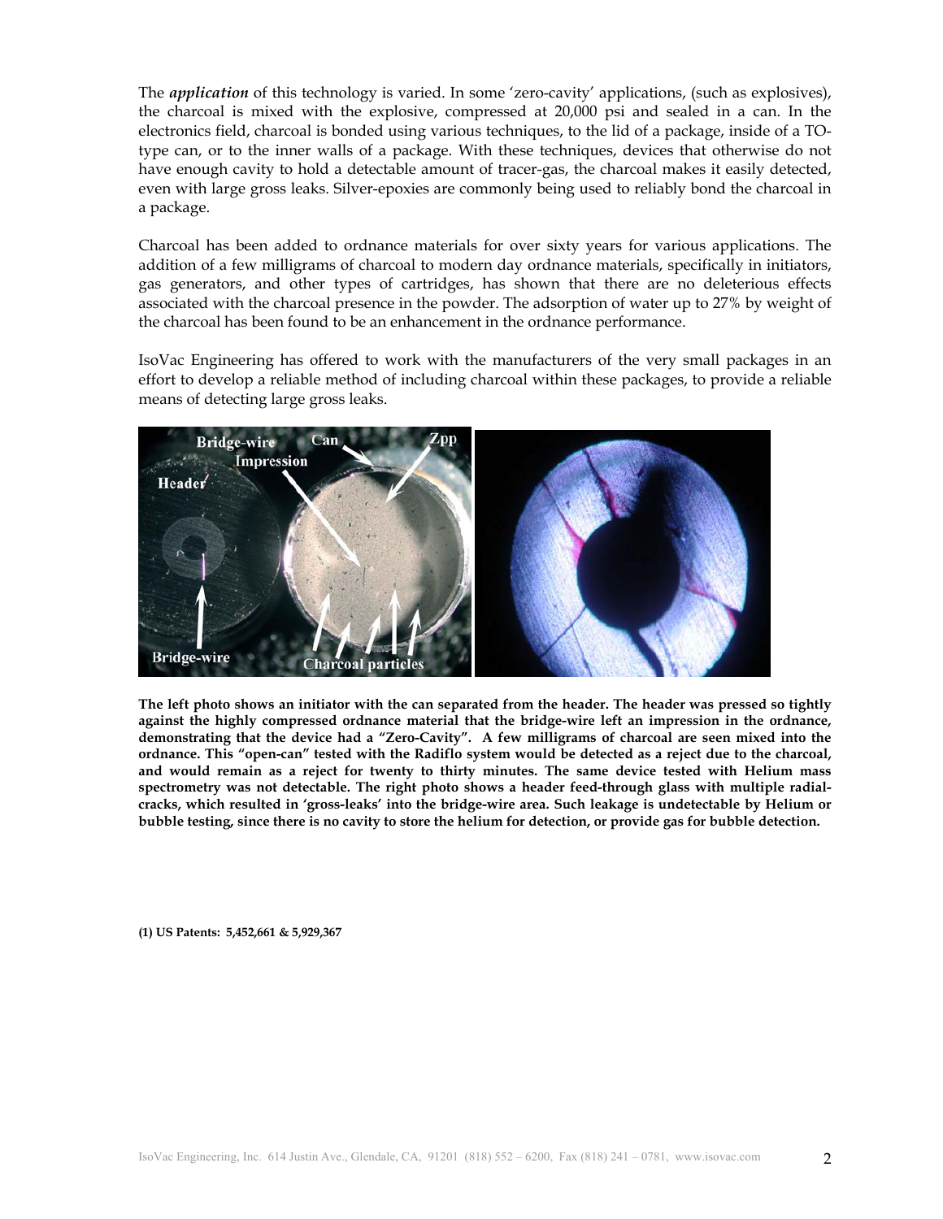The ***application*** of this technology is varied. In some 'zero-cavity' applications, (such as explosives), the charcoal is mixed with the explosive, compressed at 20,000 psi and sealed in a can. In the electronics field, charcoal is bonded using various techniques, to the lid of a package, inside of a TO-type can, or to the inner walls of a package. With these techniques, devices that otherwise do not have enough cavity to hold a detectable amount of tracer-gas, the charcoal makes it easily detected, even with large gross leaks. Silver-epoxies are commonly being used to reliably bond the charcoal in a package.

Charcoal has been added to ordnance materials for over sixty years for various applications. The addition of a few milligrams of charcoal to modern day ordnance materials, specifically in initiators, gas generators, and other types of cartridges, has shown that there are no deleterious effects associated with the charcoal presence in the powder. The adsorption of water up to 27% by weight of the charcoal has been found to be an enhancement in the ordnance performance.

IsoVac Engineering has offered to work with the manufacturers of the very small packages in an effort to develop a reliable method of including charcoal within these packages, to provide a reliable means of detecting large gross leaks.

Bridge-wire Impression
Can
Zpp
Header
Bridge-wire
Charcoal particles

**The left photo shows an initiator with the can separated from the header. The header was pressed so tightly against the highly compressed ordnance material that the bridge-wire left an impression in the ordnance, demonstrating that the device had a "Zero-Cavity". A few milligrams of charcoal are seen mixed into the ordnance. This "open-can" tested with the Radiflo system would be detected as a reject due to the charcoal, and would remain as a reject for twenty to thirty minutes. The same device tested with Helium mass spectrometry was not detectable. The right photo shows a header feed-through glass with multiple radial-cracks, which resulted in 'gross-leaks' into the bridge-wire area. Such leakage is undetectable by Helium or bubble testing, since there is no cavity to store the helium for detection, or provide gas for bubble detection.**

**(1) US Patents: 5,452,661 & 5,929,367**

IsoVac Engineering, Inc. 614 Justin Ave., Glendale, CA, 91201 (818) 552 – 6200, Fax (818) 241 – 0781, www.isovac.com